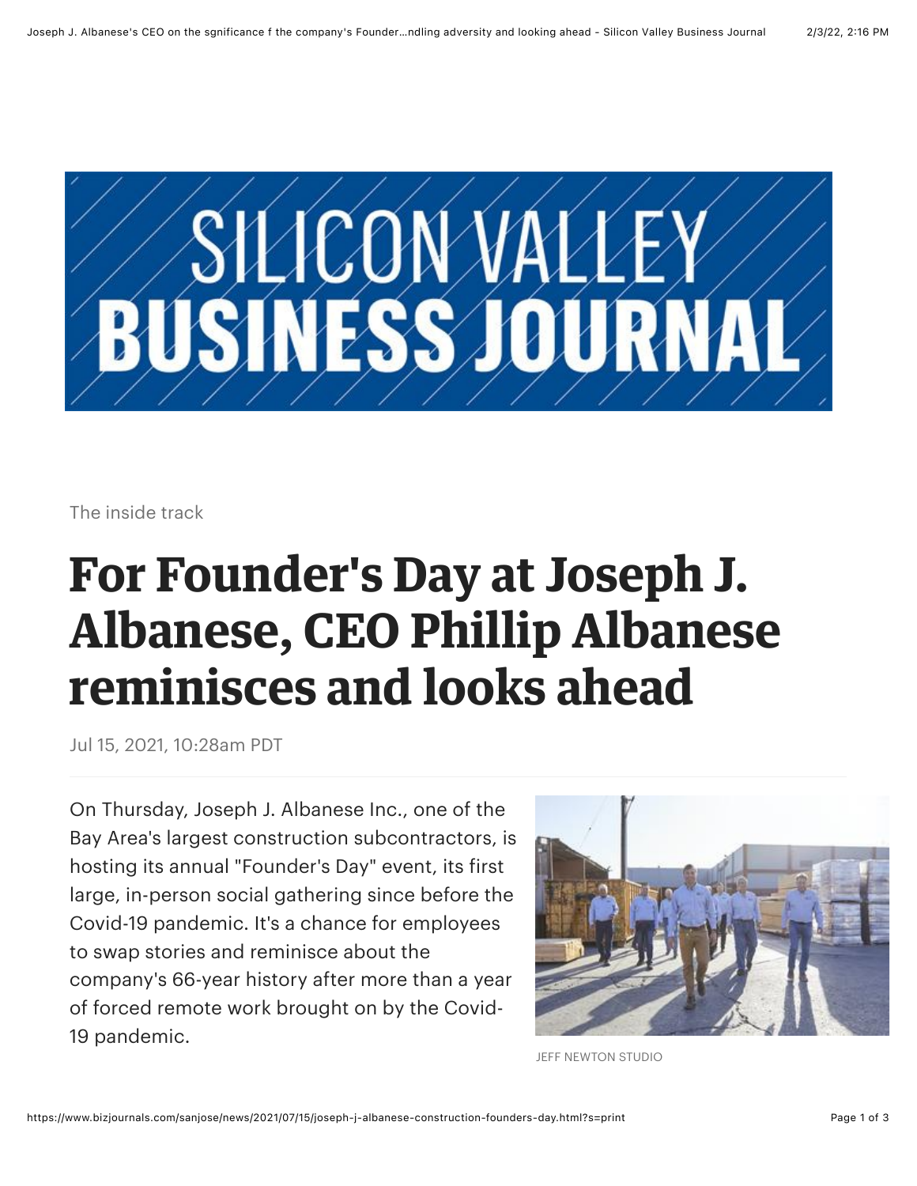The inside track

# For Founder's Day at Joseph J. Albanese, CEO Phillip Albanese reminisces and looks ahead

Jul 15, 2021, 10:28am PDT

On Thursday, Joseph J. Albanese Inc., one of the Bay Area's largest construction subcontractors, is hosting its annual "Founder's Day" event, its first large, in-person social gathering since before the Covid-19 pandemic. It's a chance for employees to swap stories and reminisce about the company's 66-year history after more than a year of forced remote work brought on by the Covid-19 pandemic.

JEFF NEWTON STUDIO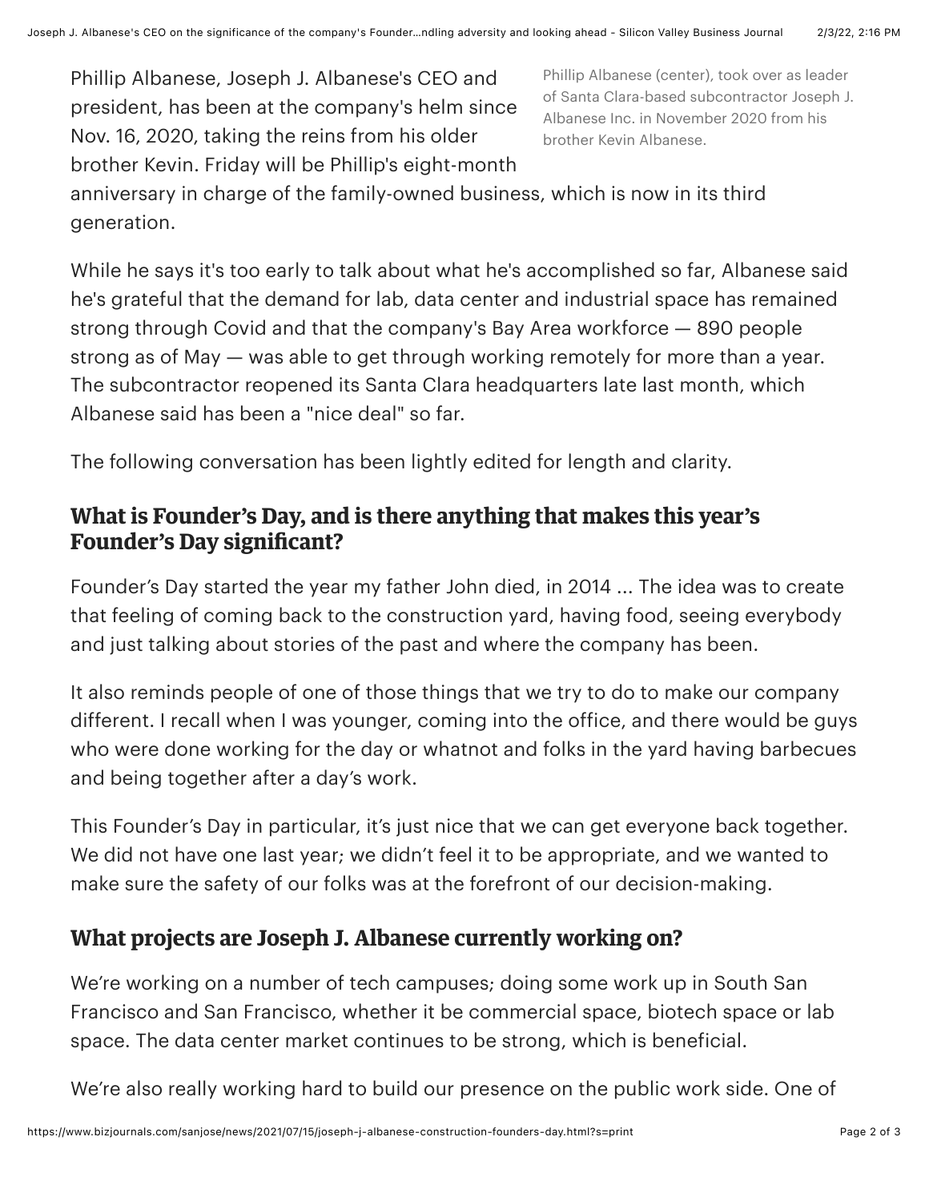Phillip Albanese, Joseph J. Albanese's CEO and president, has been at the company's helm since Nov. 16, 2020, taking the reins from his older brother Kevin. Friday will be Phillip's eight-month anniversary in charge of the family-owned business, which is now in its third generation.

Phillip Albanese (center), took over as leader of Santa Clara-based subcontractor Joseph J. Albanese Inc. in November 2020 from his brother Kevin Albanese.

While he says it's too early to talk about what he's accomplished so far, Albanese said he's grateful that the demand for lab, data center and industrial space has remained strong through Covid and that the company's Bay Area workforce — 890 people strong as of May — was able to get through working remotely for more than a year. The subcontractor reopened its Santa Clara headquarters late last month, which Albanese said has been a "nice deal" so far.

The following conversation has been lightly edited for length and clarity.

## What is Founder's Day, and is there anything that makes this year's Founder's Day significant?

Founder's Day started the year my father John died, in 2014 ... The idea was to create that feeling of coming back to the construction yard, having food, seeing everybody and just talking about stories of the past and where the company has been.

It also reminds people of one of those things that we try to do to make our company different. I recall when I was younger, coming into the office, and there would be guys who were done working for the day or whatnot and folks in the yard having barbecues and being together after a day's work.

This Founder's Day in particular, it's just nice that we can get everyone back together. We did not have one last year; we didn't feel it to be appropriate, and we wanted to make sure the safety of our folks was at the forefront of our decision-making.

## What projects are Joseph J. Albanese currently working on?

We're working on a number of tech campuses; doing some work up in South San Francisco and San Francisco, whether it be commercial space, biotech space or lab space. The data center market continues to be strong, which is beneficial.

We're also really working hard to build our presence on the public work side. One of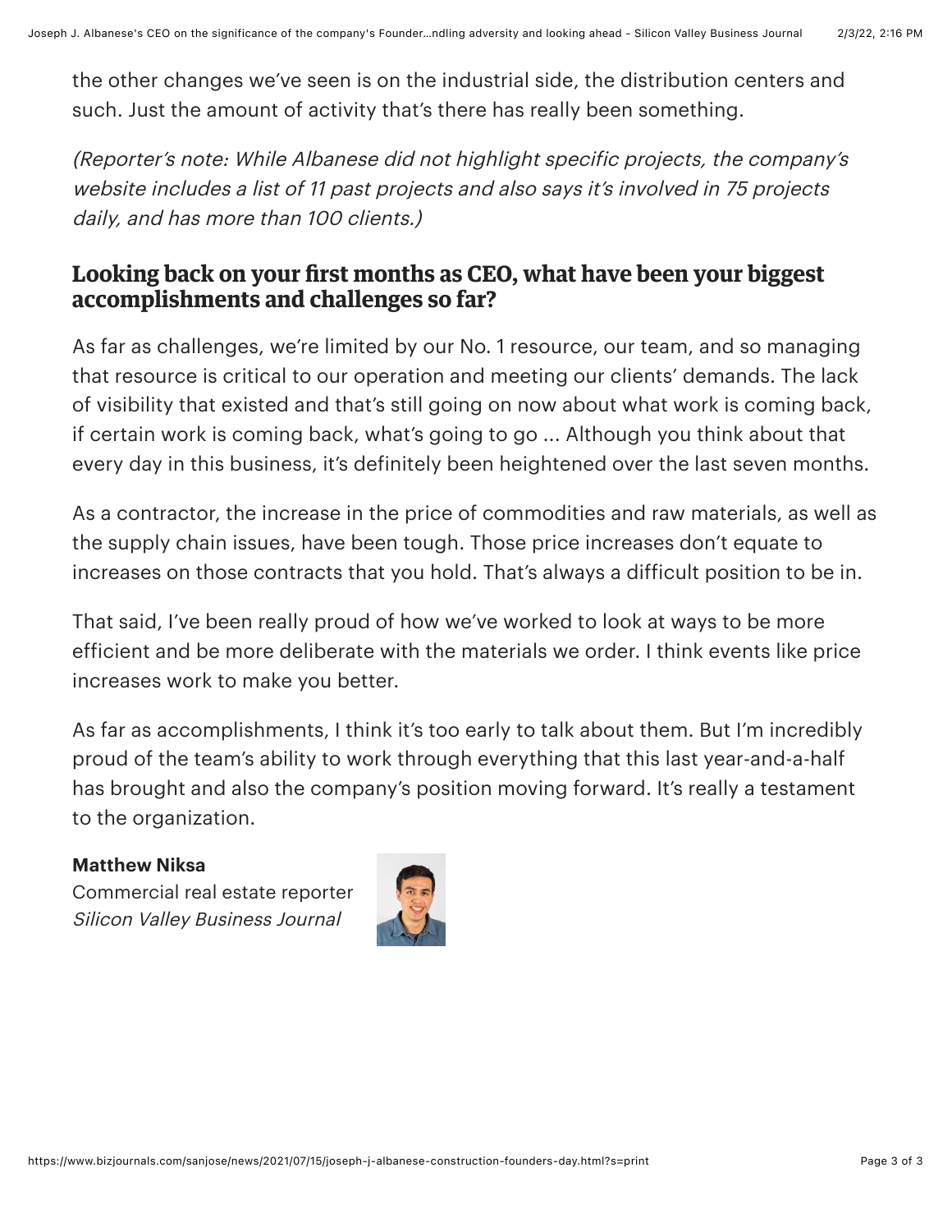the other changes we've seen is on the industrial side, the distribution centers and such. Just the amount of activity that's there has really been something.

*(Reporter's note: While Albanese did not highlight specific projects, the company's website includes a list of 11 past projects and also says it's involved in 75 projects daily, and has more than 100 clients.)*

## Looking back on your first months as CEO, what have been your biggest accomplishments and challenges so far?

As far as challenges, we're limited by our No. 1 resource, our team, and so managing that resource is critical to our operation and meeting our clients' demands. The lack of visibility that existed and that's still going on now about what work is coming back, if certain work is coming back, what's going to go ... Although you think about that every day in this business, it's definitely been heightened over the last seven months.

As a contractor, the increase in the price of commodities and raw materials, as well as the supply chain issues, have been tough. Those price increases don't equate to increases on those contracts that you hold. That's always a difficult position to be in.

That said, I've been really proud of how we've worked to look at ways to be more efficient and be more deliberate with the materials we order. I think events like price increases work to make you better.

As far as accomplishments, I think it's too early to talk about them. But I'm incredibly proud of the team's ability to work through everything that this last year-and-a-half has brought and also the company's position moving forward. It's really a testament to the organization.

**Matthew Niksa**
Commercial real estate reporter
*Silicon Valley Business Journal*